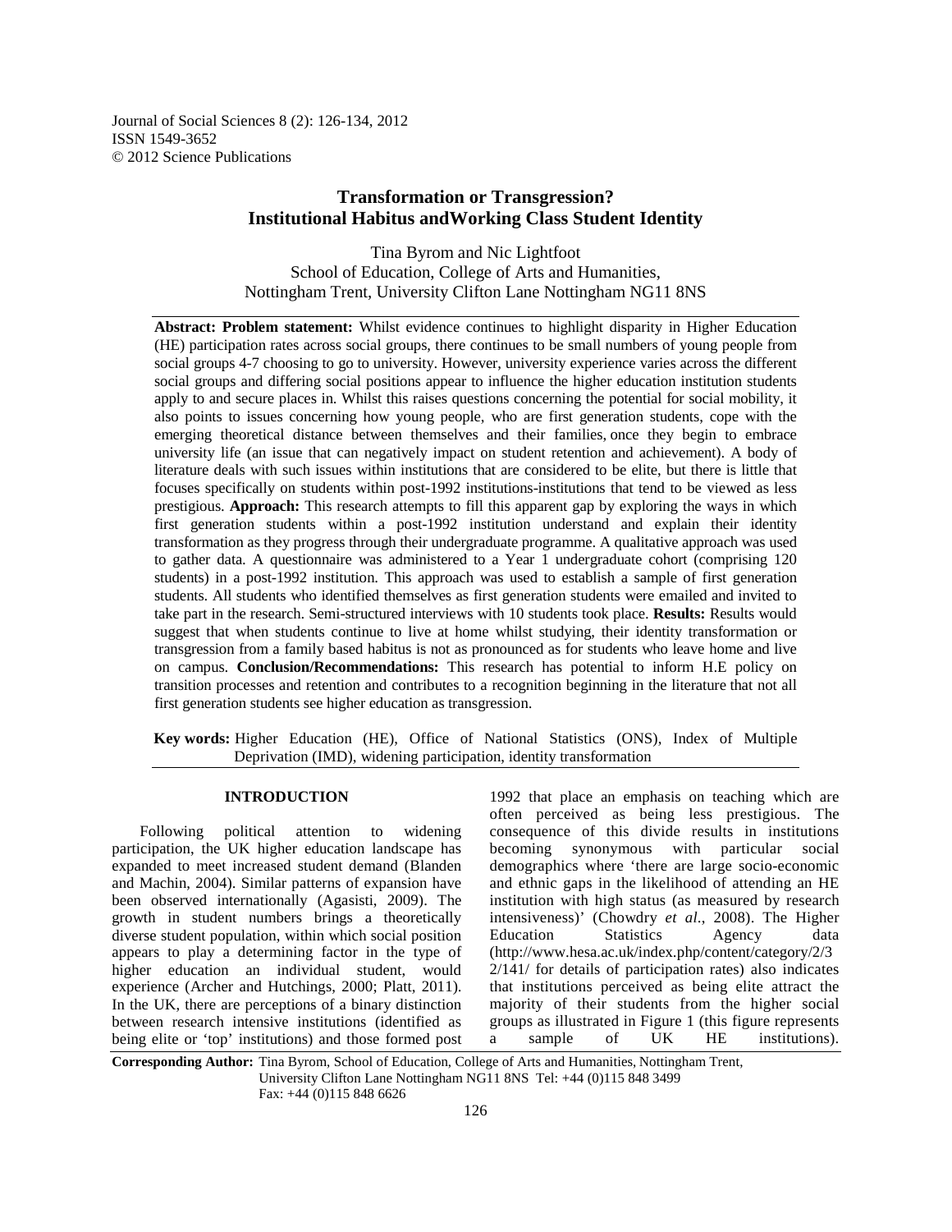Journal of Social Sciences 8 (2): 126-134, 2012
ISSN 1549-3652
© 2012 Science Publications

# Transformation or Transgression? Institutional Habitus andWorking Class Student Identity

Tina Byrom and Nic Lightfoot
School of Education, College of Arts and Humanities,
Nottingham Trent, University Clifton Lane Nottingham NG11 8NS

**Abstract: Problem statement:** Whilst evidence continues to highlight disparity in Higher Education (HE) participation rates across social groups, there continues to be small numbers of young people from social groups 4-7 choosing to go to university. However, university experience varies across the different social groups and differing social positions appear to influence the higher education institution students apply to and secure places in. Whilst this raises questions concerning the potential for social mobility, it also points to issues concerning how young people, who are first generation students, cope with the emerging theoretical distance between themselves and their families, once they begin to embrace university life (an issue that can negatively impact on student retention and achievement). A body of literature deals with such issues within institutions that are considered to be elite, but there is little that focuses specifically on students within post-1992 institutions-institutions that tend to be viewed as less prestigious. **Approach:** This research attempts to fill this apparent gap by exploring the ways in which first generation students within a post-1992 institution understand and explain their identity transformation as they progress through their undergraduate programme. A qualitative approach was used to gather data. A questionnaire was administered to a Year 1 undergraduate cohort (comprising 120 students) in a post-1992 institution. This approach was used to establish a sample of first generation students. All students who identified themselves as first generation students were emailed and invited to take part in the research. Semi-structured interviews with 10 students took place. **Results:** Results would suggest that when students continue to live at home whilst studying, their identity transformation or transgression from a family based habitus is not as pronounced as for students who leave home and live on campus. **Conclusion/Recommendations:** This research has potential to inform H.E policy on transition processes and retention and contributes to a recognition beginning in the literature that not all first generation students see higher education as transgression.

**Key words:** Higher Education (HE), Office of National Statistics (ONS), Index of Multiple Deprivation (IMD), widening participation, identity transformation

## INTRODUCTION

Following political attention to widening participation, the UK higher education landscape has expanded to meet increased student demand (Blanden and Machin, 2004). Similar patterns of expansion have been observed internationally (Agasisti, 2009). The growth in student numbers brings a theoretically diverse student population, within which social position appears to play a determining factor in the type of higher education an individual student, would experience (Archer and Hutchings, 2000; Platt, 2011). In the UK, there are perceptions of a binary distinction between research intensive institutions (identified as being elite or 'top' institutions) and those formed post 1992 that place an emphasis on teaching which are often perceived as being less prestigious. The consequence of this divide results in institutions becoming synonymous with particular social demographics where 'there are large socio-economic and ethnic gaps in the likelihood of attending an HE institution with high status (as measured by research intensiveness)' (Chowdry *et al*., 2008). The Higher Education Statistics Agency data (http://www.hesa.ac.uk/index.php/content/category/2/32/141/ for details of participation rates) also indicates that institutions perceived as being elite attract the majority of their students from the higher social groups as illustrated in Figure 1 (this figure represents a sample of UK HE institutions).

**Corresponding Author:** Tina Byrom, School of Education, College of Arts and Humanities, Nottingham Trent, University Clifton Lane Nottingham NG11 8NS Tel: +44 (0)115 848 3499 Fax: +44 (0)115 848 6626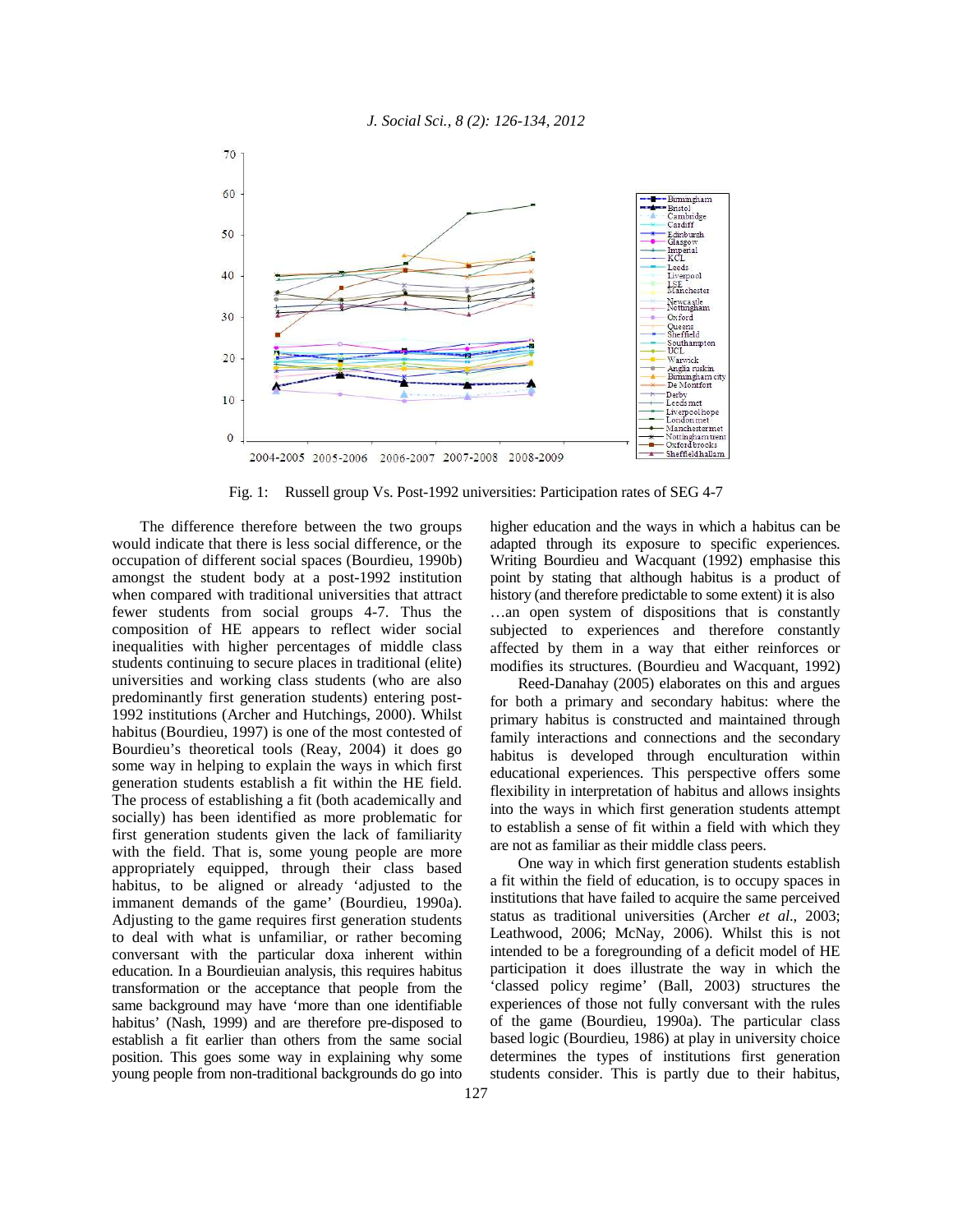Fig. 1: Russell group Vs. Post-1992 universities: Participation rates of SEG 4-7

The difference therefore between the two groups would indicate that there is less social difference, or the occupation of different social spaces (Bourdieu, 1990b) amongst the student body at a post-1992 institution when compared with traditional universities that attract fewer students from social groups 4-7. Thus the composition of HE appears to reflect wider social inequalities with higher percentages of middle class students continuing to secure places in traditional (elite) universities and working class students (who are also predominantly first generation students) entering post-1992 institutions (Archer and Hutchings, 2000). Whilst habitus (Bourdieu, 1997) is one of the most contested of Bourdieu's theoretical tools (Reay, 2004) it does go some way in helping to explain the ways in which first generation students establish a fit within the HE field. The process of establishing a fit (both academically and socially) has been identified as more problematic for first generation students given the lack of familiarity with the field. That is, some young people are more appropriately equipped, through their class based habitus, to be aligned or already 'adjusted to the immanent demands of the game' (Bourdieu, 1990a). Adjusting to the game requires first generation students to deal with what is unfamiliar, or rather becoming conversant with the particular doxa inherent within education. In a Bourdieuian analysis, this requires habitus transformation or the acceptance that people from the same background may have 'more than one identifiable habitus' (Nash, 1999) and are therefore pre-disposed to establish a fit earlier than others from the same social position. This goes some way in explaining why some young people from non-traditional backgrounds do go into higher education and the ways in which a habitus can be adapted through its exposure to specific experiences. Writing Bourdieu and Wacquant (1992) emphasise this point by stating that although habitus is a product of history (and therefore predictable to some extent) it is also

…an open system of dispositions that is constantly subjected to experiences and therefore constantly affected by them in a way that either reinforces or modifies its structures. (Bourdieu and Wacquant, 1992)

Reed-Danahay (2005) elaborates on this and argues for both a primary and secondary habitus: where the primary habitus is constructed and maintained through family interactions and connections and the secondary habitus is developed through enculturation within educational experiences. This perspective offers some flexibility in interpretation of habitus and allows insights into the ways in which first generation students attempt to establish a sense of fit within a field with which they are not as familiar as their middle class peers.

One way in which first generation students establish a fit within the field of education, is to occupy spaces in institutions that have failed to acquire the same perceived status as traditional universities (Archer *et al*., 2003; Leathwood, 2006; McNay, 2006). Whilst this is not intended to be a foregrounding of a deficit model of HE participation it does illustrate the way in which the 'classed policy regime' (Ball, 2003) structures the experiences of those not fully conversant with the rules of the game (Bourdieu, 1990a). The particular class based logic (Bourdieu, 1986) at play in university choice determines the types of institutions first generation students consider. This is partly due to their habitus,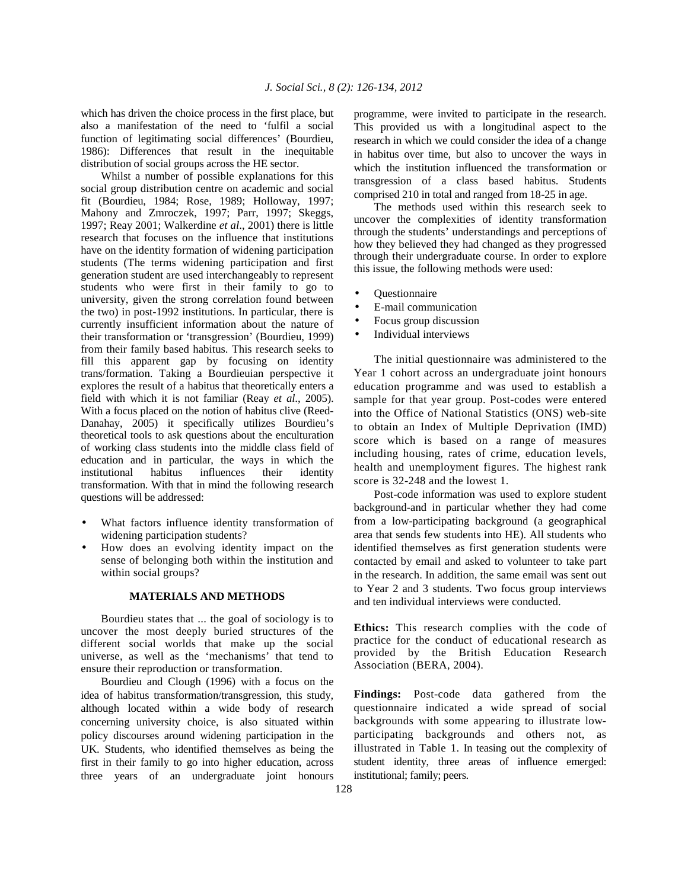which has driven the choice process in the first place, but also a manifestation of the need to 'fulfil a social function of legitimating social differences' (Bourdieu, 1986): Differences that result in the inequitable distribution of social groups across the HE sector.

Whilst a number of possible explanations for this social group distribution centre on academic and social fit (Bourdieu, 1984; Rose, 1989; Holloway, 1997; Mahony and Zmroczek, 1997; Parr, 1997; Skeggs, 1997; Reay 2001; Walkerdine *et al*., 2001) there is little research that focuses on the influence that institutions have on the identity formation of widening participation students (The terms widening participation and first generation student are used interchangeably to represent students who were first in their family to go to university, given the strong correlation found between the two) in post-1992 institutions. In particular, there is currently insufficient information about the nature of their transformation or 'transgression' (Bourdieu, 1999) from their family based habitus. This research seeks to fill this apparent gap by focusing on identity trans/formation. Taking a Bourdieuian perspective it explores the result of a habitus that theoretically enters a field with which it is not familiar (Reay *et al*., 2005). With a focus placed on the notion of habitus clive (Reed-Danahay, 2005) it specifically utilizes Bourdieu's theoretical tools to ask questions about the enculturation of working class students into the middle class field of education and in particular, the ways in which the institutional habitus influences their identity transformation. With that in mind the following research questions will be addressed:

- What factors influence identity transformation of widening participation students?
- How does an evolving identity impact on the sense of belonging both within the institution and within social groups?

## MATERIALS AND METHODS

Bourdieu states that ... the goal of sociology is to uncover the most deeply buried structures of the different social worlds that make up the social universe, as well as the 'mechanisms' that tend to ensure their reproduction or transformation.

Bourdieu and Clough (1996) with a focus on the idea of habitus transformation/transgression, this study, although located within a wide body of research concerning university choice, is also situated within policy discourses around widening participation in the UK. Students, who identified themselves as being the first in their family to go into higher education, across three years of an undergraduate joint honours programme, were invited to participate in the research. This provided us with a longitudinal aspect to the research in which we could consider the idea of a change in habitus over time, but also to uncover the ways in which the institution influenced the transformation or transgression of a class based habitus. Students comprised 210 in total and ranged from 18-25 in age.

The methods used within this research seek to uncover the complexities of identity transformation through the students' understandings and perceptions of how they believed they had changed as they progressed through their undergraduate course. In order to explore this issue, the following methods were used:

- Questionnaire
- E-mail communication
- Focus group discussion
- Individual interviews

The initial questionnaire was administered to the Year 1 cohort across an undergraduate joint honours education programme and was used to establish a sample for that year group. Post-codes were entered into the Office of National Statistics (ONS) web-site to obtain an Index of Multiple Deprivation (IMD) score which is based on a range of measures including housing, rates of crime, education levels, health and unemployment figures. The highest rank score is 32-248 and the lowest 1.

Post-code information was used to explore student background-and in particular whether they had come from a low-participating background (a geographical area that sends few students into HE). All students who identified themselves as first generation students were contacted by email and asked to volunteer to take part in the research. In addition, the same email was sent out to Year 2 and 3 students. Two focus group interviews and ten individual interviews were conducted.

**Ethics:** This research complies with the code of practice for the conduct of educational research as provided by the British Education Research Association (BERA, 2004).

**Findings:** Post-code data gathered from the questionnaire indicated a wide spread of social backgrounds with some appearing to illustrate low-participating backgrounds and others not, as illustrated in Table 1. In teasing out the complexity of student identity, three areas of influence emerged: institutional; family; peers.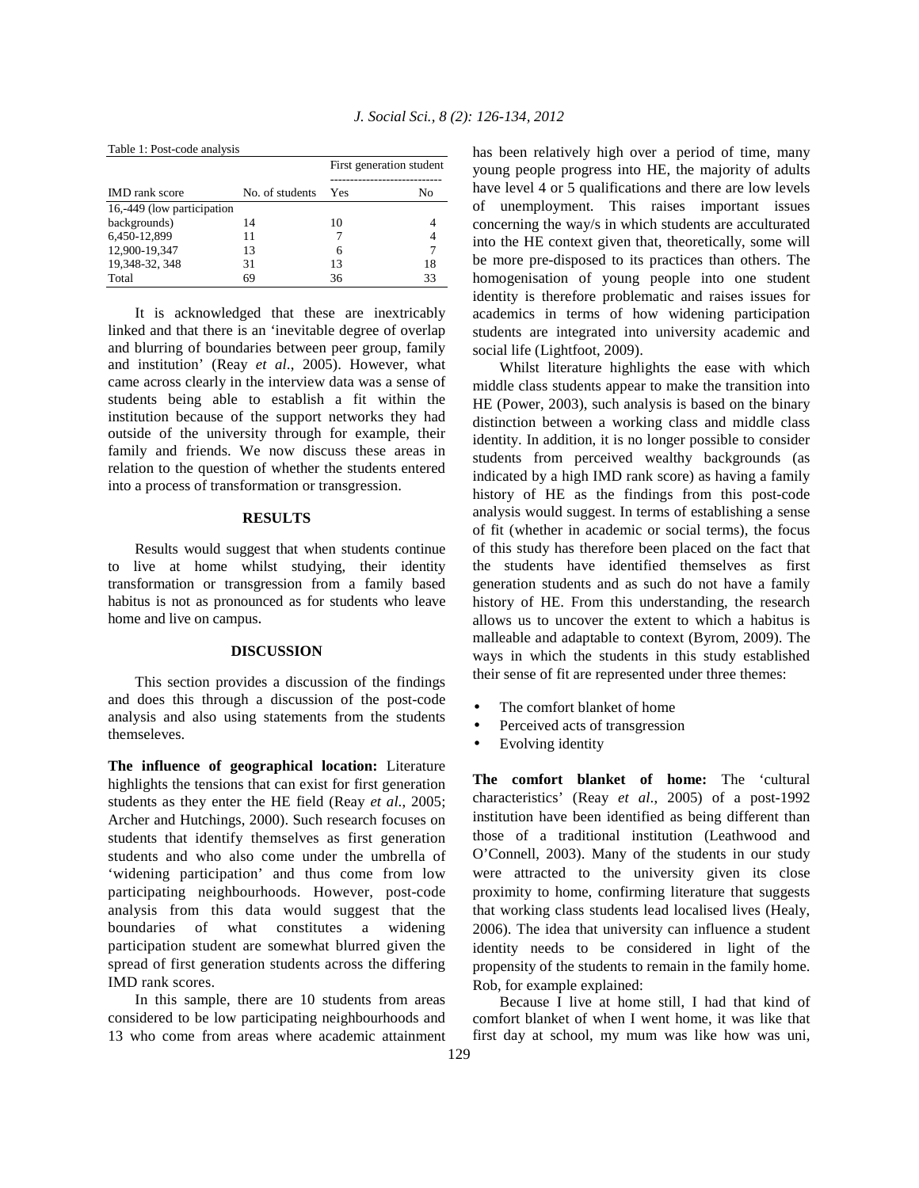Table 1: Post-code analysis

| IMD rank score | No. of students | First generation student Yes | No |
|---|---|---|---|
| 16,-449 (low participation backgrounds) | 14 | 10 | 4 |
| 6,450-12,899 | 11 | 7 | 4 |
| 12,900-19,347 | 13 | 6 | 7 |
| 19,348-32, 348 | 31 | 13 | 18 |
| Total | 69 | 36 | 33 |

It is acknowledged that these are inextricably linked and that there is an 'inevitable degree of overlap and blurring of boundaries between peer group, family and institution' (Reay *et al*., 2005). However, what came across clearly in the interview data was a sense of students being able to establish a fit within the institution because of the support networks they had outside of the university through for example, their family and friends. We now discuss these areas in relation to the question of whether the students entered into a process of transformation or transgression.

## RESULTS

Results would suggest that when students continue to live at home whilst studying, their identity transformation or transgression from a family based habitus is not as pronounced as for students who leave home and live on campus.

## DISCUSSION

This section provides a discussion of the findings and does this through a discussion of the post-code analysis and also using statements from the students themseleves.

**The influence of geographical location:** Literature highlights the tensions that can exist for first generation students as they enter the HE field (Reay *et al*., 2005; Archer and Hutchings, 2000). Such research focuses on students that identify themselves as first generation students and who also come under the umbrella of 'widening participation' and thus come from low participating neighbourhoods. However, post-code analysis from this data would suggest that the boundaries of what constitutes a widening participation student are somewhat blurred given the spread of first generation students across the differing IMD rank scores.

In this sample, there are 10 students from areas considered to be low participating neighbourhoods and 13 who come from areas where academic attainment has been relatively high over a period of time, many young people progress into HE, the majority of adults have level 4 or 5 qualifications and there are low levels of unemployment. This raises important issues concerning the way/s in which students are acculturated into the HE context given that, theoretically, some will be more pre-disposed to its practices than others. The homogenisation of young people into one student identity is therefore problematic and raises issues for academics in terms of how widening participation students are integrated into university academic and social life (Lightfoot, 2009).

Whilst literature highlights the ease with which middle class students appear to make the transition into HE (Power, 2003), such analysis is based on the binary distinction between a working class and middle class identity. In addition, it is no longer possible to consider students from perceived wealthy backgrounds (as indicated by a high IMD rank score) as having a family history of HE as the findings from this post-code analysis would suggest. In terms of establishing a sense of fit (whether in academic or social terms), the focus of this study has therefore been placed on the fact that the students have identified themselves as first generation students and as such do not have a family history of HE. From this understanding, the research allows us to uncover the extent to which a habitus is malleable and adaptable to context (Byrom, 2009). The ways in which the students in this study established their sense of fit are represented under three themes:

- The comfort blanket of home
- Perceived acts of transgression
- Evolving identity

**The comfort blanket of home:** The 'cultural characteristics' (Reay *et al*., 2005) of a post-1992 institution have been identified as being different than those of a traditional institution (Leathwood and O'Connell, 2003). Many of the students in our study were attracted to the university given its close proximity to home, confirming literature that suggests that working class students lead localised lives (Healy, 2006). The idea that university can influence a student identity needs to be considered in light of the propensity of the students to remain in the family home. Rob, for example explained:

Because I live at home still, I had that kind of comfort blanket of when I went home, it was like that first day at school, my mum was like how was uni,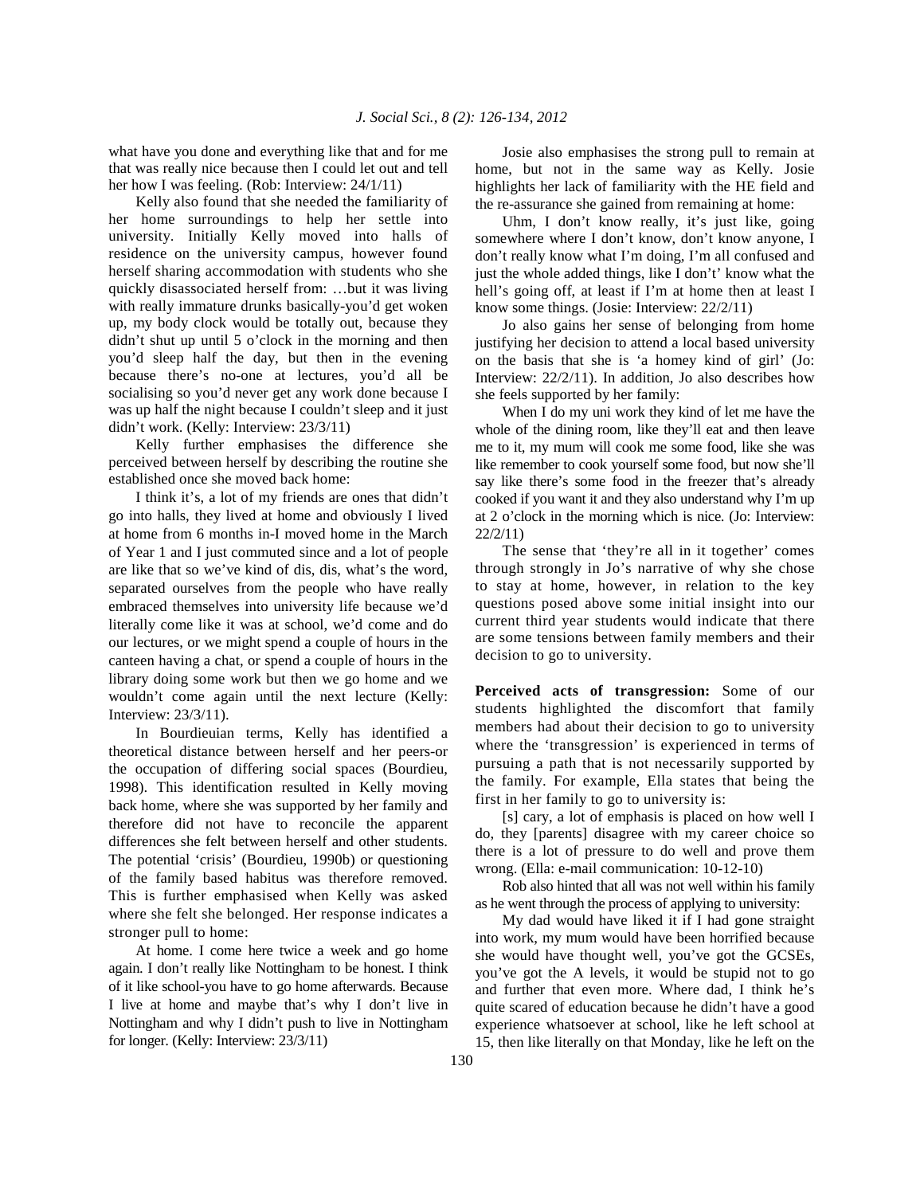what have you done and everything like that and for me that was really nice because then I could let out and tell her how I was feeling. (Rob: Interview: 24/1/11)

Kelly also found that she needed the familiarity of her home surroundings to help her settle into university. Initially Kelly moved into halls of residence on the university campus, however found herself sharing accommodation with students who she quickly disassociated herself from: …but it was living with really immature drunks basically-you'd get woken up, my body clock would be totally out, because they didn't shut up until 5 o'clock in the morning and then you'd sleep half the day, but then in the evening because there's no-one at lectures, you'd all be socialising so you'd never get any work done because I was up half the night because I couldn't sleep and it just didn't work. (Kelly: Interview: 23/3/11)

Kelly further emphasises the difference she perceived between herself by describing the routine she established once she moved back home:

I think it's, a lot of my friends are ones that didn't go into halls, they lived at home and obviously I lived at home from 6 months in-I moved home in the March of Year 1 and I just commuted since and a lot of people are like that so we've kind of dis, dis, what's the word, separated ourselves from the people who have really embraced themselves into university life because we'd literally come like it was at school, we'd come and do our lectures, or we might spend a couple of hours in the canteen having a chat, or spend a couple of hours in the library doing some work but then we go home and we wouldn't come again until the next lecture (Kelly: Interview: 23/3/11).

In Bourdieuian terms, Kelly has identified a theoretical distance between herself and her peers-or the occupation of differing social spaces (Bourdieu, 1998). This identification resulted in Kelly moving back home, where she was supported by her family and therefore did not have to reconcile the apparent differences she felt between herself and other students. The potential 'crisis' (Bourdieu, 1990b) or questioning of the family based habitus was therefore removed. This is further emphasised when Kelly was asked where she felt she belonged. Her response indicates a stronger pull to home:

At home. I come here twice a week and go home again. I don't really like Nottingham to be honest. I think of it like school-you have to go home afterwards. Because I live at home and maybe that's why I don't live in Nottingham and why I didn't push to live in Nottingham for longer. (Kelly: Interview: 23/3/11)

Josie also emphasises the strong pull to remain at home, but not in the same way as Kelly. Josie highlights her lack of familiarity with the HE field and the re-assurance she gained from remaining at home:

Uhm, I don't know really, it's just like, going somewhere where I don't know, don't know anyone, I don't really know what I'm doing, I'm all confused and just the whole added things, like I don't' know what the hell's going off, at least if I'm at home then at least I know some things. (Josie: Interview: 22/2/11)

Jo also gains her sense of belonging from home justifying her decision to attend a local based university on the basis that she is 'a homey kind of girl' (Jo: Interview: 22/2/11). In addition, Jo also describes how she feels supported by her family:

When I do my uni work they kind of let me have the whole of the dining room, like they'll eat and then leave me to it, my mum will cook me some food, like she was like remember to cook yourself some food, but now she'll say like there's some food in the freezer that's already cooked if you want it and they also understand why I'm up at 2 o'clock in the morning which is nice. (Jo: Interview: 22/2/11)

The sense that 'they're all in it together' comes through strongly in Jo's narrative of why she chose to stay at home, however, in relation to the key questions posed above some initial insight into our current third year students would indicate that there are some tensions between family members and their decision to go to university.

**Perceived acts of transgression:** Some of our students highlighted the discomfort that family members had about their decision to go to university where the 'transgression' is experienced in terms of pursuing a path that is not necessarily supported by the family. For example, Ella states that being the first in her family to go to university is:

[s] cary, a lot of emphasis is placed on how well I do, they [parents] disagree with my career choice so there is a lot of pressure to do well and prove them wrong. (Ella: e-mail communication: 10-12-10)

Rob also hinted that all was not well within his family as he went through the process of applying to university:

My dad would have liked it if I had gone straight into work, my mum would have been horrified because she would have thought well, you've got the GCSEs, you've got the A levels, it would be stupid not to go and further that even more. Where dad, I think he's quite scared of education because he didn't have a good experience whatsoever at school, like he left school at 15, then like literally on that Monday, like he left on the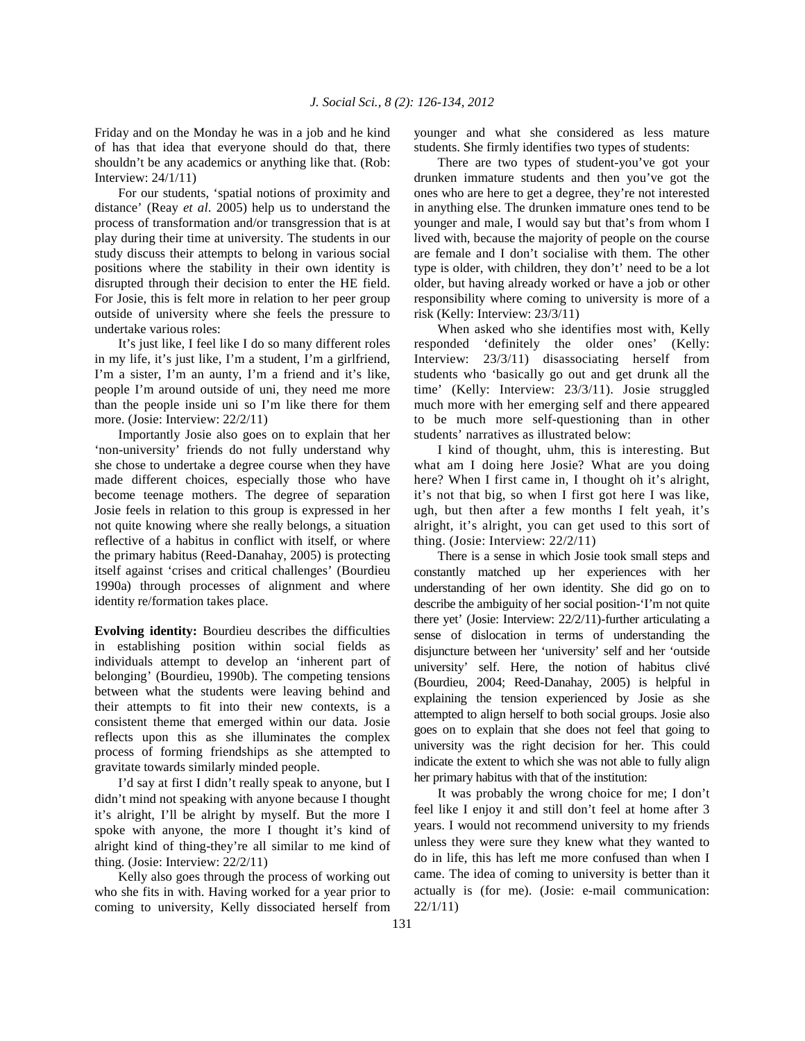Friday and on the Monday he was in a job and he kind of has that idea that everyone should do that, there shouldn't be any academics or anything like that. (Rob: Interview: 24/1/11)

For our students, 'spatial notions of proximity and distance' (Reay *et al*. 2005) help us to understand the process of transformation and/or transgression that is at play during their time at university. The students in our study discuss their attempts to belong in various social positions where the stability in their own identity is disrupted through their decision to enter the HE field. For Josie, this is felt more in relation to her peer group outside of university where she feels the pressure to undertake various roles:

It's just like, I feel like I do so many different roles in my life, it's just like, I'm a student, I'm a girlfriend, I'm a sister, I'm an aunty, I'm a friend and it's like, people I'm around outside of uni, they need me more than the people inside uni so I'm like there for them more. (Josie: Interview: 22/2/11)

Importantly Josie also goes on to explain that her 'non-university' friends do not fully understand why she chose to undertake a degree course when they have made different choices, especially those who have become teenage mothers. The degree of separation Josie feels in relation to this group is expressed in her not quite knowing where she really belongs, a situation reflective of a habitus in conflict with itself, or where the primary habitus (Reed-Danahay, 2005) is protecting itself against 'crises and critical challenges' (Bourdieu 1990a) through processes of alignment and where identity re/formation takes place.

**Evolving identity:** Bourdieu describes the difficulties in establishing position within social fields as individuals attempt to develop an 'inherent part of belonging' (Bourdieu, 1990b). The competing tensions between what the students were leaving behind and their attempts to fit into their new contexts, is a consistent theme that emerged within our data. Josie reflects upon this as she illuminates the complex process of forming friendships as she attempted to gravitate towards similarly minded people.

I'd say at first I didn't really speak to anyone, but I didn't mind not speaking with anyone because I thought it's alright, I'll be alright by myself. But the more I spoke with anyone, the more I thought it's kind of alright kind of thing-they're all similar to me kind of thing. (Josie: Interview: 22/2/11)

Kelly also goes through the process of working out who she fits in with. Having worked for a year prior to coming to university, Kelly dissociated herself from younger and what she considered as less mature students. She firmly identifies two types of students:

There are two types of student-you've got your drunken immature students and then you've got the ones who are here to get a degree, they're not interested in anything else. The drunken immature ones tend to be younger and male, I would say but that's from whom I lived with, because the majority of people on the course are female and I don't socialise with them. The other type is older, with children, they don't' need to be a lot older, but having already worked or have a job or other responsibility where coming to university is more of a risk (Kelly: Interview: 23/3/11)

When asked who she identifies most with, Kelly responded 'definitely the older ones' (Kelly: Interview: 23/3/11) disassociating herself from students who 'basically go out and get drunk all the time' (Kelly: Interview: 23/3/11). Josie struggled much more with her emerging self and there appeared to be much more self-questioning than in other students' narratives as illustrated below:

I kind of thought, uhm, this is interesting. But what am I doing here Josie? What are you doing here? When I first came in, I thought oh it's alright, it's not that big, so when I first got here I was like, ugh, but then after a few months I felt yeah, it's alright, it's alright, you can get used to this sort of thing. (Josie: Interview: 22/2/11)

There is a sense in which Josie took small steps and constantly matched up her experiences with her understanding of her own identity. She did go on to describe the ambiguity of her social position-'I'm not quite there yet' (Josie: Interview: 22/2/11)-further articulating a sense of dislocation in terms of understanding the disjuncture between her 'university' self and her 'outside university' self. Here, the notion of habitus clivé (Bourdieu, 2004; Reed-Danahay, 2005) is helpful in explaining the tension experienced by Josie as she attempted to align herself to both social groups. Josie also goes on to explain that she does not feel that going to university was the right decision for her. This could indicate the extent to which she was not able to fully align her primary habitus with that of the institution:

It was probably the wrong choice for me; I don't feel like I enjoy it and still don't feel at home after 3 years. I would not recommend university to my friends unless they were sure they knew what they wanted to do in life, this has left me more confused than when I came. The idea of coming to university is better than it actually is (for me). (Josie: e-mail communication: 22/1/11)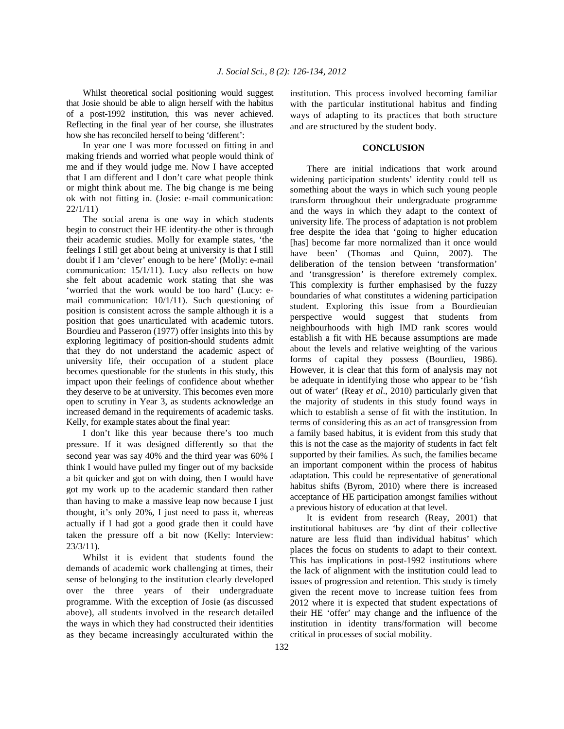Whilst theoretical social positioning would suggest that Josie should be able to align herself with the habitus of a post-1992 institution, this was never achieved. Reflecting in the final year of her course, she illustrates how she has reconciled herself to being 'different':

In year one I was more focussed on fitting in and making friends and worried what people would think of me and if they would judge me. Now I have accepted that I am different and I don't care what people think or might think about me. The big change is me being ok with not fitting in. (Josie: e-mail communication: 22/1/11)

The social arena is one way in which students begin to construct their HE identity-the other is through their academic studies. Molly for example states, 'the feelings I still get about being at university is that I still doubt if I am 'clever' enough to be here' (Molly: e-mail communication: 15/1/11). Lucy also reflects on how she felt about academic work stating that she was 'worried that the work would be too hard' (Lucy: e-mail communication: 10/1/11). Such questioning of position is consistent across the sample although it is a position that goes unarticulated with academic tutors. Bourdieu and Passeron (1977) offer insights into this by exploring legitimacy of position-should students admit that they do not understand the academic aspect of university life, their occupation of a student place becomes questionable for the students in this study, this impact upon their feelings of confidence about whether they deserve to be at university. This becomes even more open to scrutiny in Year 3, as students acknowledge an increased demand in the requirements of academic tasks. Kelly, for example states about the final year:

I don't like this year because there's too much pressure. If it was designed differently so that the second year was say 40% and the third year was 60% I think I would have pulled my finger out of my backside a bit quicker and got on with doing, then I would have got my work up to the academic standard then rather than having to make a massive leap now because I just thought, it's only 20%, I just need to pass it, whereas actually if I had got a good grade then it could have taken the pressure off a bit now (Kelly: Interview: 23/3/11).

Whilst it is evident that students found the demands of academic work challenging at times, their sense of belonging to the institution clearly developed over the three years of their undergraduate programme. With the exception of Josie (as discussed above), all students involved in the research detailed the ways in which they had constructed their identities as they became increasingly acculturated within the institution. This process involved becoming familiar with the particular institutional habitus and finding ways of adapting to its practices that both structure and are structured by the student body.

## CONCLUSION

There are initial indications that work around widening participation students' identity could tell us something about the ways in which such young people transform throughout their undergraduate programme and the ways in which they adapt to the context of university life. The process of adaptation is not problem free despite the idea that 'going to higher education [has] become far more normalized than it once would have been' (Thomas and Quinn, 2007). The deliberation of the tension between 'transformation' and 'transgression' is therefore extremely complex. This complexity is further emphasised by the fuzzy boundaries of what constitutes a widening participation student. Exploring this issue from a Bourdieuian perspective would suggest that students from neighbourhoods with high IMD rank scores would establish a fit with HE because assumptions are made about the levels and relative weighting of the various forms of capital they possess (Bourdieu, 1986). However, it is clear that this form of analysis may not be adequate in identifying those who appear to be 'fish out of water' (Reay *et al*., 2010) particularly given that the majority of students in this study found ways in which to establish a sense of fit with the institution. In terms of considering this as an act of transgression from a family based habitus, it is evident from this study that this is not the case as the majority of students in fact felt supported by their families. As such, the families became an important component within the process of habitus adaptation. This could be representative of generational habitus shifts (Byrom, 2010) where there is increased acceptance of HE participation amongst families without a previous history of education at that level.

It is evident from research (Reay, 2001) that institutional habituses are 'by dint of their collective nature are less fluid than individual habitus' which places the focus on students to adapt to their context. This has implications in post-1992 institutions where the lack of alignment with the institution could lead to issues of progression and retention. This study is timely given the recent move to increase tuition fees from 2012 where it is expected that student expectations of their HE 'offer' may change and the influence of the institution in identity trans/formation will become critical in processes of social mobility.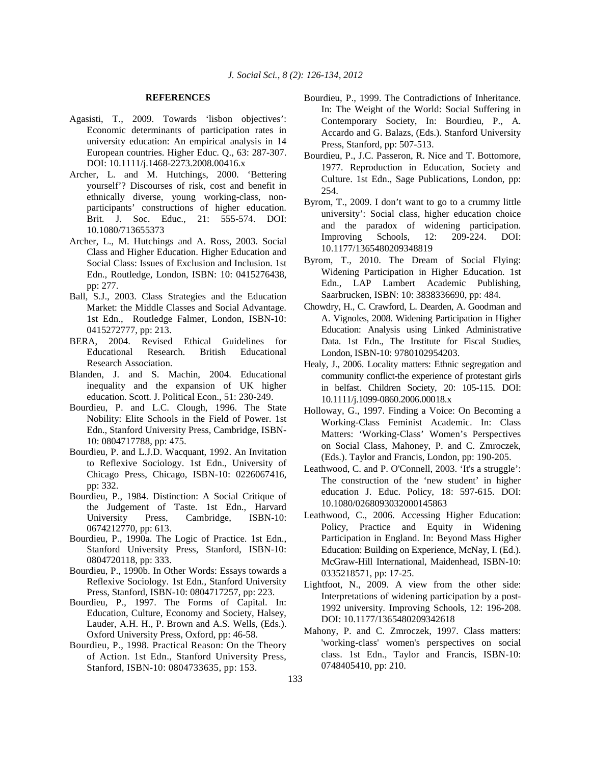## REFERENCES

Agasisti, T., 2009. Towards 'lisbon objectives': Economic determinants of participation rates in university education: An empirical analysis in 14 European countries. Higher Educ. Q., 63: 287-307. DOI: 10.1111/j.1468-2273.2008.00416.x

Archer, L. and M. Hutchings, 2000. 'Bettering yourself'? Discourses of risk, cost and benefit in ethnically diverse, young working-class, non-participants' constructions of higher education. Brit. J. Soc. Educ., 21: 555-574. DOI: 10.1080/713655373

Archer, L., M. Hutchings and A. Ross, 2003. Social Class and Higher Education. Higher Education and Social Class: Issues of Exclusion and Inclusion. 1st Edn., Routledge, London, ISBN: 10: 0415276438, pp: 277.

Ball, S.J., 2003. Class Strategies and the Education Market: the Middle Classes and Social Advantage. 1st Edn., Routledge Falmer, London, ISBN-10: 0415272777, pp: 213.

BERA, 2004. Revised Ethical Guidelines for Educational Research. British Educational Research Association.

Blanden, J. and S. Machin, 2004. Educational inequality and the expansion of UK higher education. Scott. J. Political Econ., 51: 230-249.

Bourdieu, P. and L.C. Clough, 1996. The State Nobility: Elite Schools in the Field of Power. 1st Edn., Stanford University Press, Cambridge, ISBN-10: 0804717788, pp: 475.

Bourdieu, P. and L.J.D. Wacquant, 1992. An Invitation to Reflexive Sociology. 1st Edn., University of Chicago Press, Chicago, ISBN-10: 0226067416, pp: 332.

Bourdieu, P., 1984. Distinction: A Social Critique of the Judgement of Taste. 1st Edn., Harvard University Press, Cambridge, ISBN-10: 0674212770, pp: 613.

Bourdieu, P., 1990a. The Logic of Practice. 1st Edn., Stanford University Press, Stanford, ISBN-10: 0804720118, pp: 333.

Bourdieu, P., 1990b. In Other Words: Essays towards a Reflexive Sociology. 1st Edn., Stanford University Press, Stanford, ISBN-10: 0804717257, pp: 223.

Bourdieu, P., 1997. The Forms of Capital. In: Education, Culture, Economy and Society, Halsey, Lauder, A.H. H., P. Brown and A.S. Wells, (Eds.). Oxford University Press, Oxford, pp: 46-58.

Bourdieu, P., 1998. Practical Reason: On the Theory of Action. 1st Edn., Stanford University Press, Stanford, ISBN-10: 0804733635, pp: 153.

Bourdieu, P., 1999. The Contradictions of Inheritance. In: The Weight of the World: Social Suffering in Contemporary Society, In: Bourdieu, P., A. Accardo and G. Balazs, (Eds.). Stanford University Press, Stanford, pp: 507-513.

Bourdieu, P., J.C. Passeron, R. Nice and T. Bottomore, 1977. Reproduction in Education, Society and Culture. 1st Edn., Sage Publications, London, pp: 254.

Byrom, T., 2009. I don't want to go to a crummy little university': Social class, higher education choice and the paradox of widening participation. Improving Schools, 12: 209-224. DOI: 10.1177/1365480209348819

Byrom, T., 2010. The Dream of Social Flying: Widening Participation in Higher Education. 1st Edn., LAP Lambert Academic Publishing, Saarbrucken, ISBN: 10: 3838336690, pp: 484.

Chowdry, H., C. Crawford, L. Dearden, A. Goodman and A. Vignoles, 2008. Widening Participation in Higher Education: Analysis using Linked Administrative Data. 1st Edn., The Institute for Fiscal Studies, London, ISBN-10: 9780102954203.

Healy, J., 2006. Locality matters: Ethnic segregation and community conflict-the experience of protestant girls in belfast. Children Society, 20: 105-115. DOI: 10.1111/j.1099-0860.2006.00018.x

Holloway, G., 1997. Finding a Voice: On Becoming a Working-Class Feminist Academic. In: Class Matters: 'Working-Class' Women's Perspectives on Social Class, Mahoney, P. and C. Zmroczek, (Eds.). Taylor and Francis, London, pp: 190-205.

Leathwood, C. and P. O'Connell, 2003. 'It's a struggle': The construction of the 'new student' in higher education J. Educ. Policy, 18: 597-615. DOI: 10.1080/0268093032000145863

Leathwood, C., 2006. Accessing Higher Education: Policy, Practice and Equity in Widening Participation in England. In: Beyond Mass Higher Education: Building on Experience, McNay, I. (Ed.). McGraw-Hill International, Maidenhead, ISBN-10: 0335218571, pp: 17-25.

Lightfoot, N., 2009. A view from the other side: Interpretations of widening participation by a post-1992 university. Improving Schools, 12: 196-208. DOI: 10.1177/1365480209342618

Mahony, P. and C. Zmroczek, 1997. Class matters: 'working-class' women's perspectives on social class. 1st Edn., Taylor and Francis, ISBN-10: 0748405410, pp: 210.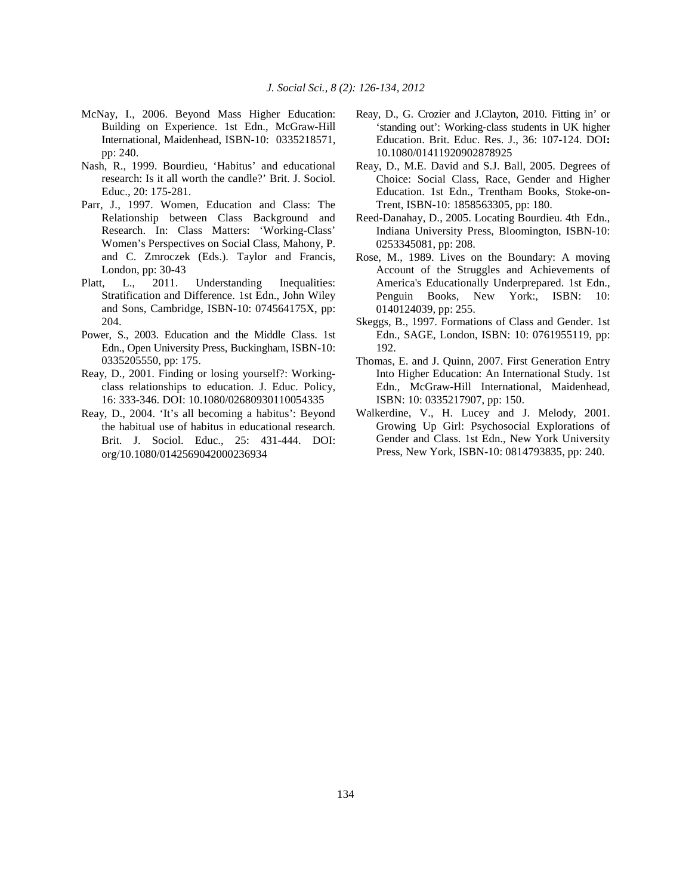McNay, I., 2006. Beyond Mass Higher Education: Building on Experience. 1st Edn., McGraw-Hill International, Maidenhead, ISBN-10: 0335218571, pp: 240.

Nash, R., 1999. Bourdieu, 'Habitus' and educational research: Is it all worth the candle?' Brit. J. Sociol. Educ., 20: 175-281.

Parr, J., 1997. Women, Education and Class: The Relationship between Class Background and Research. In: Class Matters: 'Working-Class' Women's Perspectives on Social Class, Mahony, P. and C. Zmroczek (Eds.). Taylor and Francis, London, pp: 30-43

Platt, L., 2011. Understanding Inequalities: Stratification and Difference. 1st Edn., John Wiley and Sons, Cambridge, ISBN-10: 074564175X, pp: 204.

Power, S., 2003. Education and the Middle Class. 1st Edn., Open University Press, Buckingham, ISBN-10: 0335205550, pp: 175.

Reay, D., 2001. Finding or losing yourself?: Working-class relationships to education. J. Educ. Policy, 16: 333-346. DOI: 10.1080/02680930110054335

Reay, D., 2004. 'It's all becoming a habitus': Beyond the habitual use of habitus in educational research. Brit. J. Sociol. Educ., 25: 431-444. DOI: org/10.1080/0142569042000236934

Reay, D., G. Crozier and J.Clayton, 2010. Fitting in' or 'standing out': Working-class students in UK higher Education. Brit. Educ. Res. J., 36: 107-124. DOI: 10.1080/01411920902878925

Reay, D., M.E. David and S.J. Ball, 2005. Degrees of Choice: Social Class, Race, Gender and Higher Education. 1st Edn., Trentham Books, Stoke-on-Trent, ISBN-10: 1858563305, pp: 180.

Reed-Danahay, D., 2005. Locating Bourdieu. 4th Edn., Indiana University Press, Bloomington, ISBN-10: 0253345081, pp: 208.

Rose, M., 1989. Lives on the Boundary: A moving Account of the Struggles and Achievements of America's Educationally Underprepared. 1st Edn., Penguin Books, New York:, ISBN: 10: 0140124039, pp: 255.

Skeggs, B., 1997. Formations of Class and Gender. 1st Edn., SAGE, London, ISBN: 10: 0761955119, pp: 192.

Thomas, E. and J. Quinn, 2007. First Generation Entry Into Higher Education: An International Study. 1st Edn., McGraw-Hill International, Maidenhead, ISBN: 10: 0335217907, pp: 150.

Walkerdine, V., H. Lucey and J. Melody, 2001. Growing Up Girl: Psychosocial Explorations of Gender and Class. 1st Edn., New York University Press, New York, ISBN-10: 0814793835, pp: 240.